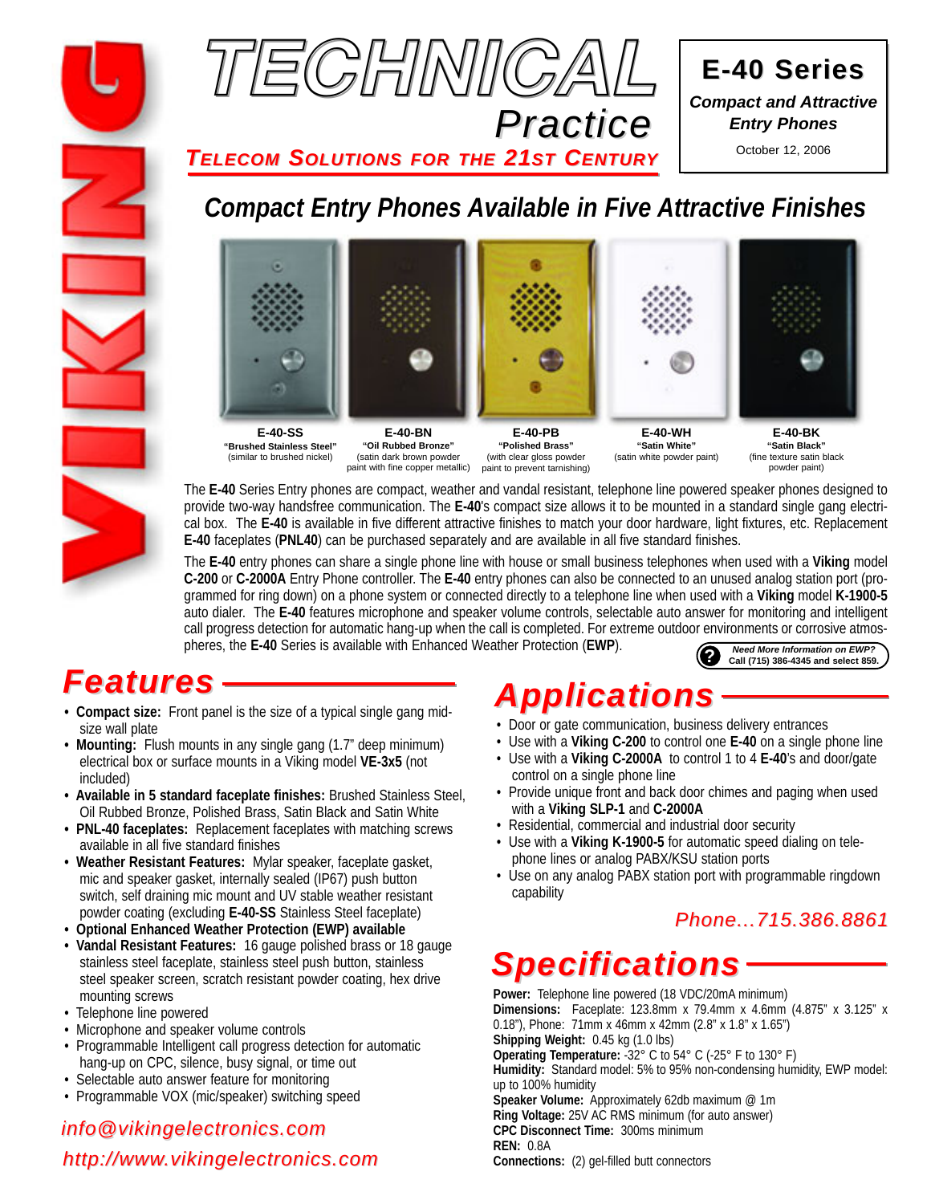# TECHNICAL Practice

**TELECOM SOLUTIONS FOR THE 21ST CENTURY**

**E-40 Series**

*Compact and Attractive Entry Phones*

October 12, 2006

## *Compact Entry Phones Available in Five Attractive Finishes*

| E-40-SS | E-40-BN | E-40-PB | E-40-WH | E-40-BK |
|---|---|---|---|---|
| "Brushed Stainless Steel" (similar to brushed nickel) | "Oil Rubbed Bronze" (satin dark brown powder paint with fine copper metallic) | "Polished Brass" (with clear gloss powder paint to prevent tarnishing) | "Satin White" (satin white powder paint) | "Satin Black" (fine texture satin black powder paint) |

The **E-40** Series Entry phones are compact, weather and vandal resistant, telephone line powered speaker phones designed to provide two-way handsfree communication. The **E-40**'s compact size allows it to be mounted in a standard single gang electrical box. The **E-40** is available in five different attractive finishes to match your door hardware, light fixtures, etc. Replacement **E-40** faceplates (**PNL40**) can be purchased separately and are available in all five standard finishes.

The **E-40** entry phones can share a single phone line with house or small business telephones when used with a **Viking** model **C-200** or **C-2000A** Entry Phone controller. The **E-40** entry phones can also be connected to an unused analog station port (programmed for ring down) on a phone system or connected directly to a telephone line when used with a **Viking** model **K-1900-5** auto dialer. The **E-40** features microphone and speaker volume controls, selectable auto answer for monitoring and intelligent call progress detection for automatic hang-up when the call is completed. For extreme outdoor environments or corrosive atmospheres, the **E-40** Series is available with Enhanced Weather Protection (**EWP**).

***Need More Information on EWP?*** **Call (715) 386-4345 and select 859.**

## Features

- **Compact size:** Front panel is the size of a typical single gang mid-size wall plate
- **Mounting:** Flush mounts in any single gang (1.7" deep minimum) electrical box or surface mounts in a Viking model **VE-3x5** (not included)
- **Available in 5 standard faceplate finishes:** Brushed Stainless Steel, Oil Rubbed Bronze, Polished Brass, Satin Black and Satin White
- **PNL-40 faceplates:** Replacement faceplates with matching screws available in all five standard finishes
- **Weather Resistant Features:** Mylar speaker, faceplate gasket, mic and speaker gasket, internally sealed (IP67) push button switch, self draining mic mount and UV stable weather resistant powder coating (excluding **E-40-SS** Stainless Steel faceplate)
- **Optional Enhanced Weather Protection (EWP) available**
- **Vandal Resistant Features:** 16 gauge polished brass or 18 gauge stainless steel faceplate, stainless steel push button, stainless steel speaker screen, scratch resistant powder coating, hex drive mounting screws
- Telephone line powered
- Microphone and speaker volume controls
- Programmable Intelligent call progress detection for automatic hang-up on CPC, silence, busy signal, or time out
- Selectable auto answer feature for monitoring
- Programmable VOX (mic/speaker) switching speed

*info@vikingelectronics.com*

*http://www.vikingelectronics.com*

## Applications

- Door or gate communication, business delivery entrances
- Use with a **Viking C-200** to control one **E-40** on a single phone line
- Use with a **Viking C-2000A** to control 1 to 4 **E-40**'s and door/gate control on a single phone line
- Provide unique front and back door chimes and paging when used with a **Viking SLP-1** and **C-2000A**
- Residential, commercial and industrial door security
- Use with a **Viking K-1900-5** for automatic speed dialing on telephone lines or analog PABX/KSU station ports
- Use on any analog PABX station port with programmable ringdown capability

*Phone...715.386.8861*

## Specifications

**Power:** Telephone line powered (18 VDC/20mA minimum)

**Dimensions:** Faceplate: 123.8mm x 79.4mm x 4.6mm (4.875" x 3.125" x 0.18"), Phone: 71mm x 46mm x 42mm (2.8" x 1.8" x 1.65")

**Shipping Weight:** 0.45 kg (1.0 lbs)

**Operating Temperature:** -32° C to 54° C (-25° F to 130° F)

**Humidity:** Standard model: 5% to 95% non-condensing humidity, EWP model: up to 100% humidity

**Speaker Volume:** Approximately 62db maximum @ 1m

**Ring Voltage:** 25V AC RMS minimum (for auto answer)

**CPC Disconnect Time:** 300ms minimum

**REN:** 0.8A

**Connections:** (2) gel-filled butt connectors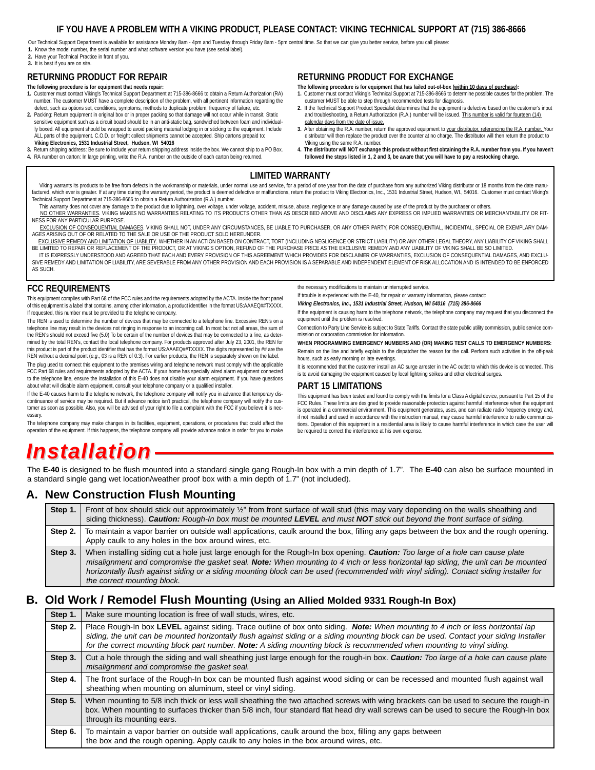## IF YOU HAVE A PROBLEM WITH A VIKING PRODUCT, PLEASE CONTACT: VIKING TECHNICAL SUPPORT AT (715) 386-8666

Our Technical Support Department is available for assistance Monday 8am - 4pm and Tuesday through Friday 8am - 5pm central time. So that we can give you better service, before you call please:

1. Know the model number, the serial number and what software version you have (see serial label).
2. Have your Technical Practice in front of you.
3. It is best if you are on site.

### RETURNING PRODUCT FOR REPAIR

**The following procedure is for equipment that needs repair:**

1. Customer must contact Viking's Technical Support Department at 715-386-8666 to obtain a Return Authorization (RA) number. The customer MUST have a complete description of the problem, with all pertinent information regarding the defect, such as options set, conditions, symptoms, methods to duplicate problem, frequency of failure, etc.
2. Packing: Return equipment in original box or in proper packing so that damage will not occur while in transit. Static sensitive equipment such as a circuit board should be in an anti-static bag, sandwiched between foam and individually boxed. All equipment should be wrapped to avoid packing material lodging in or sticking to the equipment. Include ALL parts of the equipment. C.O.D. or freight collect shipments cannot be accepted. Ship cartons prepaid to: **Viking Electronics, 1531 Industrial Street, Hudson, WI 54016**
3. Return shipping address: Be sure to include your return shipping address inside the box. We cannot ship to a PO Box.
4. RA number on carton: In large printing, write the R.A. number on the outside of each carton being returned.

### RETURNING PRODUCT FOR EXCHANGE

**The following procedure is for equipment that has failed out-of-box (within 10 days of purchase):**

1. Customer must contact Viking's Technical Support at 715-386-8666 to determine possible causes for the problem. The customer MUST be able to step through recommended tests for diagnosis.
2. If the Technical Support Product Specialist determines that the equipment is defective based on the customer's input and troubleshooting, a Return Authorization (R.A.) number will be issued. This number is valid for fourteen (14) calendar days from the date of issue.
3. After obtaining the R.A. number, return the approved equipment to your distributor, referencing the R.A. number. Your distributor will then replace the product over the counter at no charge. The distributor will then return the product to Viking using the same R.A. number.
4. **The distributor will NOT exchange this product without first obtaining the R.A. number from you. If you haven't followed the steps listed in 1, 2 and 3, be aware that you will have to pay a restocking charge.**

### LIMITED WARRANTY

Viking warrants its products to be free from defects in the workmanship or materials, under normal use and service, for a period of one year from the date of purchase from any authorized Viking distributor or 18 months from the date manufactured, which ever is greater. If at any time during the warranty period, the product is deemed defective or malfunctions, return the product to Viking Electronics, Inc., 1531 Industrial Street, Hudson, WI., 54016. Customer must contact Viking's Technical Support Department at 715-386-8666 to obtain a Return Authorization (R.A.) number.

This warranty does not cover any damage to the product due to lightning, over voltage, under voltage, accident, misuse, abuse, negligence or any damage caused by use of the product by the purchaser or others.

NO OTHER WARRANTIES. VIKING MAKES NO WARRANTIES RELATING TO ITS PRODUCTS OTHER THAN AS DESCRIBED ABOVE AND DISCLAIMS ANY EXPRESS OR IMPLIED WARRANTIES OR MERCHANTABILITY OR FITNESS FOR ANY PARTICULAR PURPOSE.

EXCLUSION OF CONSEQUENTIAL DAMAGES. VIKING SHALL NOT, UNDER ANY CIRCUMSTANCES, BE LIABLE TO PURCHASER, OR ANY OTHER PARTY, FOR CONSEQUENTIAL, INCIDENTAL, SPECIAL OR EXEMPLARY DAMAGES ARISING OUT OF OR RELATED TO THE SALE OR USE OF THE PRODUCT SOLD HEREUNDER.

EXCLUSIVE REMEDY AND LIMITATION OF LIABILITY. WHETHER IN AN ACTION BASED ON CONTRACT, TORT (INCLUDING NEGLIGENCE OR STRICT LIABILITY) OR ANY OTHER LEGAL THEORY, ANY LIABILITY OF VIKING SHALL BE LIMITED TO REPAIR OR REPLACEMENT OF THE PRODUCT, OR AT VIKING'S OPTION, REFUND OF THE PURCHASE PRICE AS THE EXCLUSIVE REMEDY AND ANY LIABILITY OF VIKING SHALL BE SO LIMITED.

IT IS EXPRESSLY UNDERSTOOD AND AGREED THAT EACH AND EVERY PROVISION OF THIS AGREEMENT WHICH PROVIDES FOR DISCLAIMER OF WARRANTIES, EXCLUSION OF CONSEQUENTIAL DAMAGES, AND EXCLUSIVE REMEDY AND LIMITATION OF LIABILITY, ARE SEVERABLE FROM ANY OTHER PROVISION AND EACH PROVISION IS A SEPARABLE AND INDEPENDENT ELEMENT OF RISK ALLOCATION AND IS INTENDED TO BE ENFORCED AS SUCH.

### FCC REQUIREMENTS

This equipment complies with Part 68 of the FCC rules and the requirements adopted by the ACTA. Inside the front panel of this equipment is a label that contains, among other information, a product identifier in the format US:AAAEQ##TXXXX. If requested, this number must be provided to the telephone company.

The REN is used to determine the number of devices that may be connected to a telephone line. Excessive REN's on a telephone line may result in the devices not ringing in response to an incoming call. In most but not all areas, the sum of the REN's should not exceed five (5.0) To be certain of the number of devices that may be connected to a line, as determined by the total REN's, contact the local telephone company. For products approved after July 23, 2001, the REN for this product is part of the product identifier that has the format US:AAAEQ##TXXXX. The digits represented by ## are the REN without a decimal point (*e.g.,* 03 is a REN of 0.3). For earlier products, the REN is separately shown on the label.

The plug used to connect this equipment to the premises wiring and telephone network must comply with the applicable FCC Part 68 rules and requirements adopted by the ACTA. If your home has specially wired alarm equipment connected to the telephone line, ensure the installation of this E-40 does not disable your alarm equipment. If you have questions about what will disable alarm equipment, consult your telephone company or a qualified installer.

If the E-40 causes harm to the telephone network, the telephone company will notify you in advance that temporary discontinuance of service may be required. But if advance notice isn't practical, the telephone company will notify the customer as soon as possible. Also, you will be advised of your right to file a complaint with the FCC if you believe it is necessary.

The telephone company may make changes in its facilities, equipment, operations, or procedures that could affect the operation of the equipment. If this happens, the telephone company will provide advance notice in order for you to make the necessary modifications to maintain uninterrupted service.

If trouble is experienced with the E-40, for repair or warranty information, please contact:

***Viking Electronics, Inc., 1531 Industrial Street, Hudson, WI 54016 (715) 386-8666***

If the equipment is causing harm to the telephone network, the telephone company may request that you disconnect the equipment until the problem is resolved.

Connection to Party Line Service is subject to State Tariffs. Contact the state public utility commission, public service commission or corporation commission for information.

**WHEN PROGRAMMING EMERGENCY NUMBERS AND (OR) MAKING TEST CALLS TO EMERGENCY NUMBERS:**

Remain on the line and briefly explain to the dispatcher the reason for the call. Perform such activities in the off-peak hours, such as early morning or late evenings.

It is recommended that the customer install an AC surge arrester in the AC outlet to which this device is connected. This is to avoid damaging the equipment caused by local lightning strikes and other electrical surges.

### PART 15 LIMITATIONS

This equipment has been tested and found to comply with the limits for a Class A digital device, pursuant to Part 15 of the FCC Rules. These limits are designed to provide reasonable protection against harmful interference when the equipment is operated in a commercial environment. This equipment generates, uses, and can radiate radio frequency energy and, if not installed and used in accordance with the instruction manual, may cause harmful interference to radio communications. Operation of this equipment in a residential area is likely to cause harmful interference in which case the user will be required to correct the interference at his own expense.

# Installation

The **E-40** is designed to be flush mounted into a standard single gang Rough-In box with a min depth of 1.7". The **E-40** can also be surface mounted in a standard single gang wet location/weather proof box with a min depth of 1.7" (not included).

## A. New Construction Flush Mounting

| | |
|---|---|
| **Step 1.** | Front of box should stick out approximately ½" from front surface of wall stud (this may vary depending on the walls sheathing and siding thickness). ***Caution:*** *Rough-In box must be mounted* ***LEVEL*** *and must* ***NOT*** *stick out beyond the front surface of siding.* |
| **Step 2.** | To maintain a vapor barrier on outside wall applications, caulk around the box, filling any gaps between the box and the rough opening. Apply caulk to any holes in the box around wires, etc. |
| **Step 3.** | When installing siding cut a hole just large enough for the Rough-In box opening. ***Caution:*** *Too large of a hole can cause plate misalignment and compromise the gasket seal.* ***Note:*** *When mounting to 4 inch or less horizontal lap siding, the unit can be mounted horizontally flush against siding or a siding mounting block can be used (recommended with vinyl siding). Contact siding installer for the correct mounting block.* |

## B. Old Work / Remodel Flush Mounting (Using an Allied Molded 9331 Rough-In Box)

| | |
|---|---|
| **Step 1.** | Make sure mounting location is free of wall studs, wires, etc. |
| **Step 2.** | Place Rough-In box **LEVEL** against siding. Trace outline of box onto siding. ***Note:*** *When mounting to 4 inch or less horizontal lap siding, the unit can be mounted horizontally flush against siding or a siding mounting block can be used. Contact your siding Installer for the correct mounting block part number.* ***Note:*** *A siding mounting block is recommended when mounting to vinyl siding.* |
| **Step 3.** | Cut a hole through the siding and wall sheathing just large enough for the rough-in box. ***Caution:*** *Too large of a hole can cause plate misalignment and compromise the gasket seal.* |
| **Step 4.** | The front surface of the Rough-In box can be mounted flush against wood siding or can be recessed and mounted flush against wall sheathing when mounting on aluminum, steel or vinyl siding. |
| **Step 5.** | When mounting to 5/8 inch thick or less wall sheathing the two attached screws with wing brackets can be used to secure the rough-in box. When mounting to surfaces thicker than 5/8 inch, four standard flat head dry wall screws can be used to secure the Rough-In box through its mounting ears. |
| **Step 6.** | To maintain a vapor barrier on outside wall applications, caulk around the box, filling any gaps between the box and the rough opening. Apply caulk to any holes in the box around wires, etc. |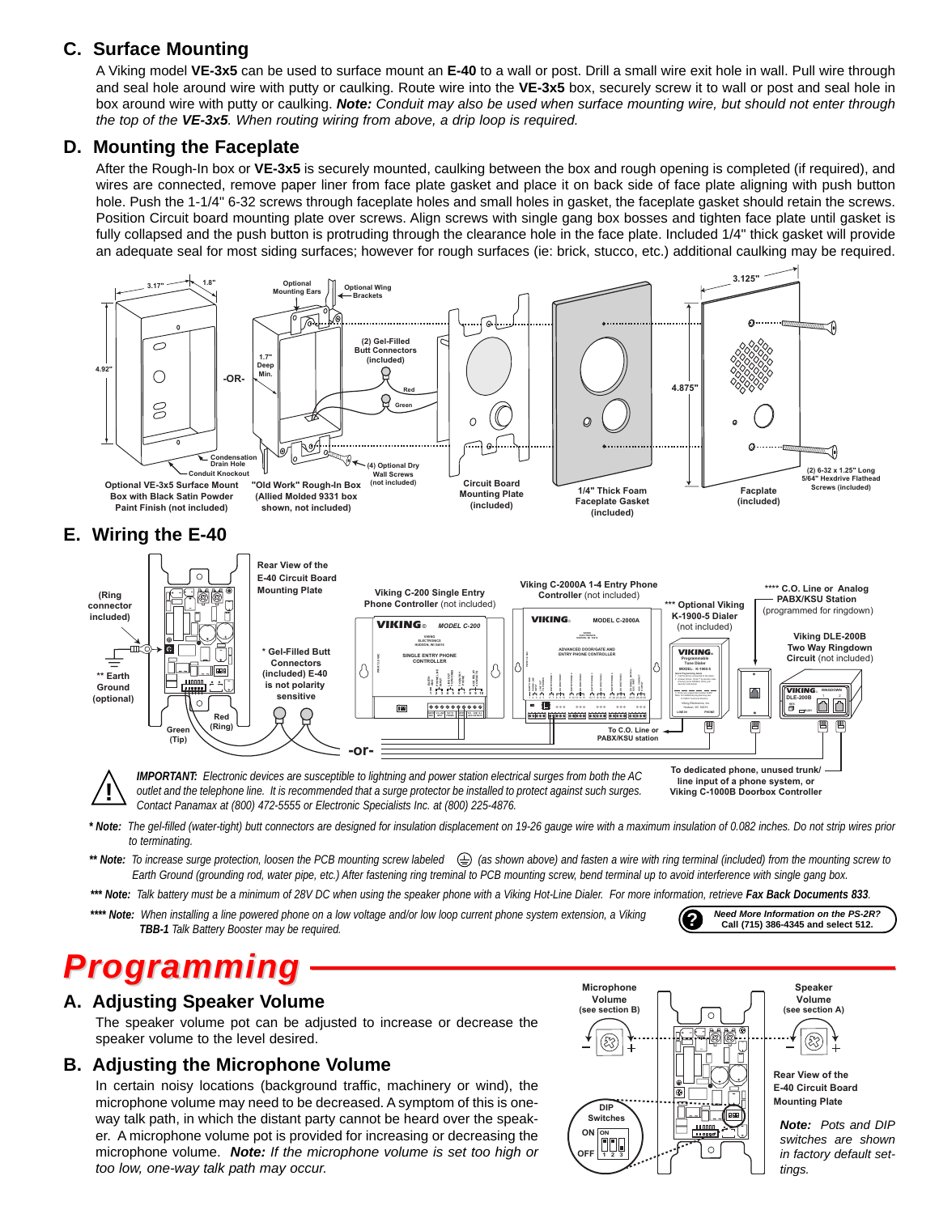## C. Surface Mounting

A Viking model **VE-3x5** can be used to surface mount an **E-40** to a wall or post. Drill a small wire exit hole in wall. Pull wire through and seal hole around wire with putty or caulking. Route wire into the **VE-3x5** box, securely screw it to wall or post and seal hole in box around wire with putty or caulking. ***Note:*** *Conduit may also be used when surface mounting wire, but should not enter through the top of the* ***VE-3x5****. When routing wiring from above, a drip loop is required.*

## D. Mounting the Faceplate

After the Rough-In box or **VE-3x5** is securely mounted, caulking between the box and rough opening is completed (if required), and wires are connected, remove paper liner from face plate gasket and place it on back side of face plate aligning with push button hole. Push the 1-1/4" 6-32 screws through faceplate holes and small holes in gasket, the faceplate gasket should retain the screws. Position Circuit board mounting plate over screws. Align screws with single gang box bosses and tighten face plate until gasket is fully collapsed and the push button is protruding through the clearance hole in the face plate. Included 1/4" thick gasket will provide an adequate seal for most siding surfaces; however for rough surfaces (ie: brick, stucco, etc.) additional caulking may be required.

3.17" | 1.8" | 4.92" | -OR- | Optional Mounting Ears | Optional Wing Brackets | 1.7" Deep Min. | (2) Gel-Filled Butt Connectors (included) | Red | Green | Condensation Drain Hole | Conduit Knockout | (4) Optional Dry Wall Screws (not included) | 3.125" | 4.875" | (2) 6-32 x 1.25" Long 5/64" Hexdrive Flathead Screws (included)

Optional VE-3x5 Surface Mount Box with Black Satin Powder Paint Finish (not included) | "Old Work" Rough-In Box (Allied Molded 9331 box shown, not included) | Circuit Board Mounting Plate (included) | 1/4" Thick Foam Faceplate Gasket (included) | Faceplate (included)

## E. Wiring the E-40

(Ring connector included) | ** Earth Ground (optional) | Green (Tip) | Red (Ring) | Rear View of the E-40 Circuit Board Mounting Plate | * Gel-Filled Butt Connectors (included) E-40 is not polarity sensitive | -or-

Viking C-200 Single Entry Phone Controller (not included) | Viking C-2000A 1-4 Entry Phone Controller (not included) | *** Optional Viking K-1900-5 Dialer (not included) | **** C.O. Line or Analog PABX/KSU Station (programmed for ringdown) | Viking DLE-200B Two Way Ringdown Circuit (not included) | To C.O. Line or PABX/KSU station | To dedicated phone, unused trunk/ line input of a phone system, or Viking C-1000B Doorbox Controller

***IMPORTANT:*** *Electronic devices are susceptible to lightning and power station electrical surges from both the AC outlet and the telephone line. It is recommended that a surge protector be installed to protect against such surges. Contact Panamax at (800) 472-5555 or Electronic Specialists Inc. at (800) 225-4876.*

***\* Note:*** *The gel-filled (water-tight) butt connectors are designed for insulation displacement on 19-26 gauge wire with a maximum insulation of 0.082 inches. Do not strip wires prior to terminating.*

***\*\* Note:*** *To increase surge protection, loosen the PCB mounting screw labeled ⏚ (as shown above) and fasten a wire with ring terminal (included) from the mounting screw to Earth Ground (grounding rod, water pipe, etc.) After fastening ring treminal to PCB mounting screw, bend terminal up to avoid interference with single gang box.*

***\*\*\* Note:*** *Talk battery must be a minimum of 28V DC when using the speaker phone with a Viking Hot-Line Dialer. For more information, retrieve* ***Fax Back Documents 833****.*

***\*\*\*\* Note:*** *When installing a line powered phone on a low voltage and/or low loop current phone system extension, a Viking* ***TBB-1*** *Talk Battery Booster may be required.*

***Need More Information on the PS-2R?*** **Call (715) 386-4345 and select 512.**

# Programming

## A. Adjusting Speaker Volume

The speaker volume pot can be adjusted to increase or decrease the speaker volume to the level desired.

## B. Adjusting the Microphone Volume

In certain noisy locations (background traffic, machinery or wind), the microphone volume may need to be decreased. A symptom of this is one-way talk path, in which the distant party cannot be heard over the speaker. A microphone volume pot is provided for increasing or decreasing the microphone volume. ***Note:*** *If the microphone volume is set too high or too low, one-way talk path may occur.*

Microphone Volume (see section B) | Speaker Volume (see section A) | Rear View of the E-40 Circuit Board Mounting Plate | DIP Switches | ON | OFF

***Note:*** *Pots and DIP switches are shown in factory default settings.*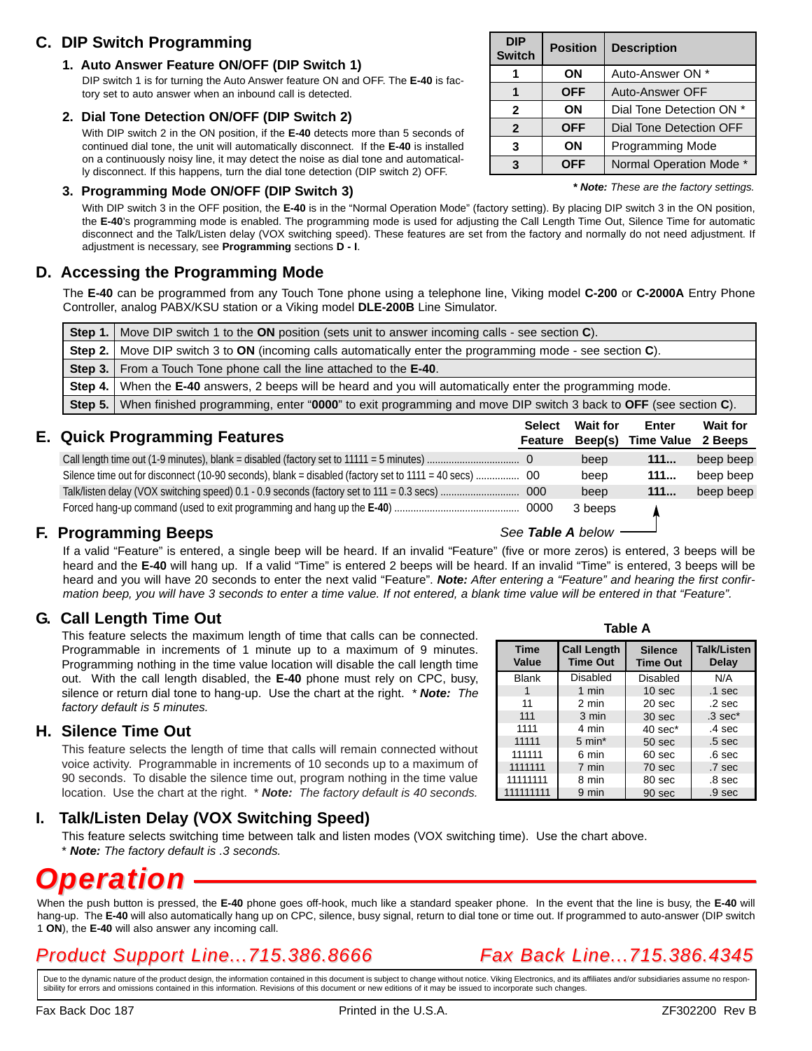## C. DIP Switch Programming

| DIP Switch | Position | Description |
|---|---|---|
| 1 | ON | Auto-Answer ON * |
| 1 | OFF | Auto-Answer OFF |
| 2 | ON | Dial Tone Detection ON * |
| 2 | OFF | Dial Tone Detection OFF |
| 3 | ON | Programming Mode |
| 3 | OFF | Normal Operation Mode * |

*** Note:** *These are the factory settings.*

### 1. Auto Answer Feature ON/OFF (DIP Switch 1)

DIP switch 1 is for turning the Auto Answer feature ON and OFF. The **E-40** is factory set to auto answer when an inbound call is detected.

### 2. Dial Tone Detection ON/OFF (DIP Switch 2)

With DIP switch 2 in the ON position, if the **E-40** detects more than 5 seconds of continued dial tone, the unit will automatically disconnect. If the **E-40** is installed on a continuously noisy line, it may detect the noise as dial tone and automatically disconnect. If this happens, turn the dial tone detection (DIP switch 2) OFF.

### 3. Programming Mode ON/OFF (DIP Switch 3)

With DIP switch 3 in the OFF position, the **E-40** is in the "Normal Operation Mode" (factory setting). By placing DIP switch 3 in the ON position, the **E-40**'s programming mode is enabled. The programming mode is used for adjusting the Call Length Time Out, Silence Time for automatic disconnect and the Talk/Listen delay (VOX switching speed). These features are set from the factory and normally do not need adjustment. If adjustment is necessary, see **Programming** sections **D - I**.

## D. Accessing the Programming Mode

The **E-40** can be programmed from any Touch Tone phone using a telephone line, Viking model **C-200** or **C-2000A** Entry Phone Controller, analog PABX/KSU station or a Viking model **DLE-200B** Line Simulator.

| | |
|---|---|
| **Step 1.** | Move DIP switch 1 to the **ON** position (sets unit to answer incoming calls - see section **C**). |
| **Step 2.** | Move DIP switch 3 to **ON** (incoming calls automatically enter the programming mode - see section **C**). |
| **Step 3.** | From a Touch Tone phone call the line attached to the **E-40**. |
| **Step 4.** | When the **E-40** answers, 2 beeps will be heard and you will automatically enter the programming mode. |
| **Step 5.** | When finished programming, enter "**0000**" to exit programming and move DIP switch 3 back to **OFF** (see section **C**). |

## E. Quick Programming Features

| | Select Feature | Wait for Beep(s) | Enter Time Value | Wait for 2 Beeps |
|---|---|---|---|---|
| Call length time out (1-9 minutes), blank = disabled (factory set to 11111 = 5 minutes) | 0 | beep | **111...** | beep beep |
| Silence time out for disconnect (10-90 seconds), blank = disabled (factory set to 1111 = 40 secs) | 00 | beep | **111...** | beep beep |
| Talk/listen delay (VOX switching speed) 0.1 - 0.9 seconds (factory set to 111 = 0.3 secs) | 000 | beep | **111...** | beep beep |
| Forced hang-up command (used to exit programming and hang up the **E-40**) | 0000 | 3 beeps | | |

*See* ***Table A*** *below*

## F. Programming Beeps

If a valid "Feature" is entered, a single beep will be heard. If an invalid "Feature" (five or more zeros) is entered, 3 beeps will be heard and the **E-40** will hang up. If a valid "Time" is entered 2 beeps will be heard. If an invalid "Time" is entered, 3 beeps will be heard and you will have 20 seconds to enter the next valid "Feature". ***Note:*** *After entering a "Feature" and hearing the first confirmation beep, you will have 3 seconds to enter a time value. If not entered, a blank time value will be entered in that "Feature".*

## G. Call Length Time Out

This feature selects the maximum length of time that calls can be connected. Programmable in increments of 1 minute up to a maximum of 9 minutes. Programming nothing in the time value location will disable the call length time out. With the call length disabled, the **E-40** phone must rely on CPC, busy, silence or return dial tone to hang-up. Use the chart at the right. * ***Note:*** *The factory default is 5 minutes.*

**Table A**

| Time Value | Call Length Time Out | Silence Time Out | Talk/Listen Delay |
|---|---|---|---|
| Blank | Disabled | Disabled | N/A |
| 1 | 1 min | 10 sec | .1 sec |
| 11 | 2 min | 20 sec | .2 sec |
| 111 | 3 min | 30 sec | .3 sec* |
| 1111 | 4 min | 40 sec* | .4 sec |
| 11111 | 5 min* | 50 sec | .5 sec |
| 111111 | 6 min | 60 sec | .6 sec |
| 1111111 | 7 min | 70 sec | .7 sec |
| 11111111 | 8 min | 80 sec | .8 sec |
| 111111111 | 9 min | 90 sec | .9 sec |

## H. Silence Time Out

This feature selects the length of time that calls will remain connected without voice activity. Programmable in increments of 10 seconds up to a maximum of 90 seconds. To disable the silence time out, program nothing in the time value location. Use the chart at the right. * ***Note:*** *The factory default is 40 seconds.*

## I. Talk/Listen Delay (VOX Switching Speed)

This feature selects switching time between talk and listen modes (VOX switching time). Use the chart above.
* ***Note:*** *The factory default is .3 seconds.*

# Operation

When the push button is pressed, the **E-40** phone goes off-hook, much like a standard speaker phone. In the event that the line is busy, the **E-40** will hang-up. The **E-40** will also automatically hang up on CPC, silence, busy signal, return to dial tone or time out. If programmed to auto-answer (DIP switch 1 **ON**), the **E-40** will also answer any incoming call.

*Product Support Line...715.386.8666* *Fax Back Line...715.386.4345*

Due to the dynamic nature of the product design, the information contained in this document is subject to change without notice. Viking Electronics, and its affiliates and/or subsidiaries assume no responsibility for errors and omissions contained in this information. Revisions of this document or new editions of it may be issued to incorporate such changes.

Fax Back Doc 187 Printed in the U.S.A. ZF302200 Rev B